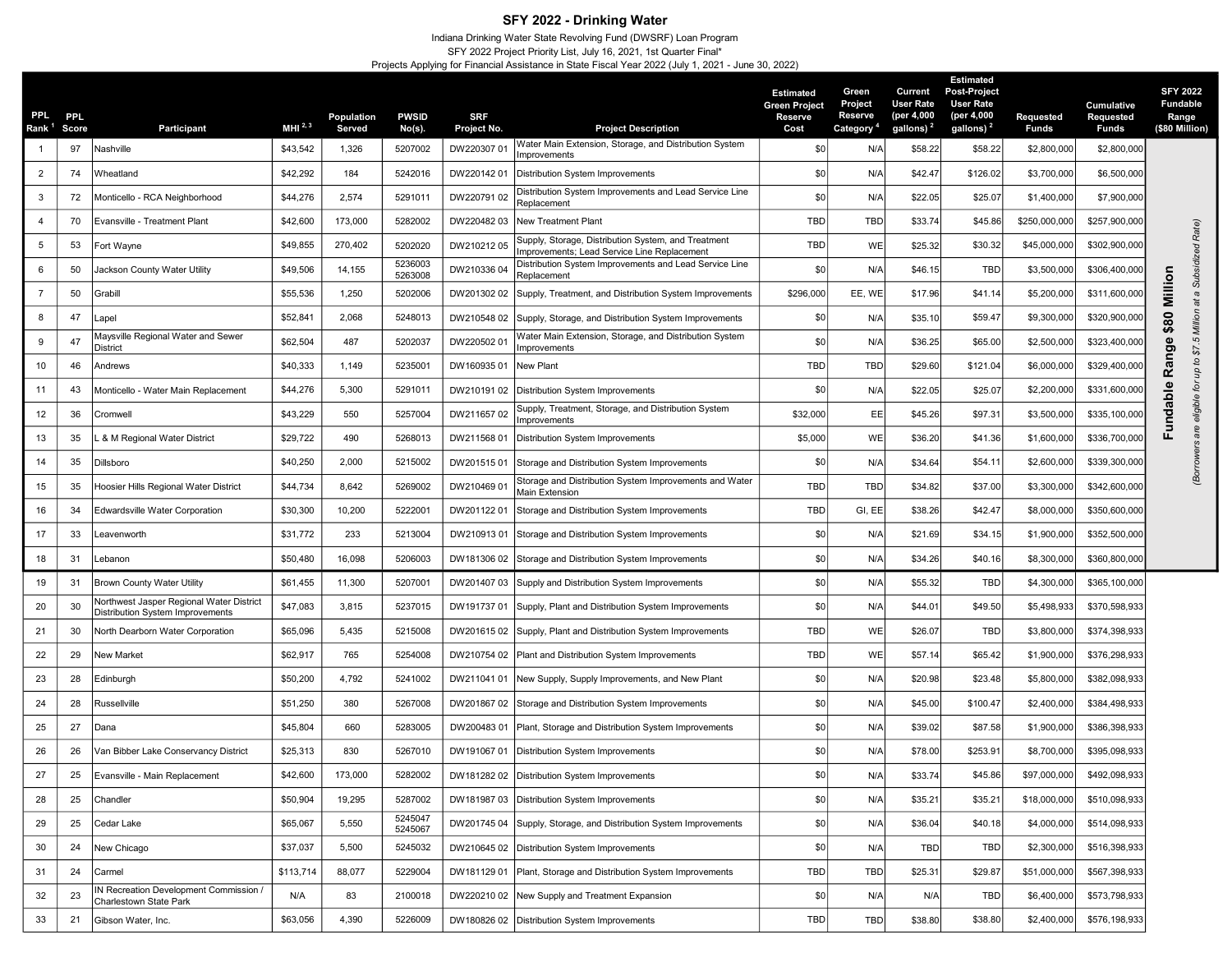# SFY 2022 - Drinking Water

Indiana Drinking Water State Revolving Fund (DWSRF) Loan Program

SFY 2022 Project Priority List, July 16, 2021, 1st Quarter Final*

Projects Applying for Financial Assistance in State Fiscal Year 2022 (July 1, 2021 - June 30, 2022)

| PPL Rank [1] | PPL Score | Participant | MHI [2, 3] | Population Served | PWSID No(s). | SRF Project No. | Project Description | Estimated Green Project Reserve Cost | Green Project Reserve Category [4] | Current User Rate (per 4,000 gallons) [2] | Estimated Post-Project User Rate (per 4,000 gallons) [2] | Requested Funds | Cumulative Requested Funds | SFY 2022 Fundable Range ($80 Million) |
|---|---|---|---|---|---|---|---|---|---|---|---|---|---|---|
| 1 | 97 | Nashville | $43,542 | 1,326 | 5207002 | DW220307 01 | Water Main Extension, Storage, and Distribution System Improvements | $0 | N/A | $58.22 | $58.22 | $2,800,000 | $2,800,000 | **Fundable Range $80 Million** *(Borrowers are eligible for up to $7.5 Million at a Subsidized Rate)* |
| 2 | 74 | Wheatland | $42,292 | 184 | 5242016 | DW220142 01 | Distribution System Improvements | $0 | N/A | $42.47 | $126.02 | $3,700,000 | $6,500,000 | |
| 3 | 72 | Monticello - RCA Neighborhood | $44,276 | 2,574 | 5291011 | DW220791 02 | Distribution System Improvements and Lead Service Line Replacement | $0 | N/A | $22.05 | $25.07 | $1,400,000 | $7,900,000 | |
| 4 | 70 | Evansville - Treatment Plant | $42,600 | 173,000 | 5282002 | DW220482 03 | New Treatment Plant | TBD | TBD | $33.74 | $45.86 | $250,000,000 | $257,900,000 | |
| 5 | 53 | Fort Wayne | $49,855 | 270,402 | 5202020 | DW210212 05 | Supply, Storage, Distribution System, and Treatment Improvements; Lead Service Line Replacement | TBD | WE | $25.32 | $30.32 | $45,000,000 | $302,900,000 | |
| 6 | 50 | Jackson County Water Utility | $49,506 | 14,155 | 5236003 5263008 | DW210336 04 | Distribution System Improvements and Lead Service Line Replacement | $0 | N/A | $46.15 | TBD | $3,500,000 | $306,400,000 | |
| 7 | 50 | Grabill | $55,536 | 1,250 | 5202006 | DW201302 02 | Supply, Treatment, and Distribution System Improvements | $296,000 | EE, WE | $17.96 | $41.14 | $5,200,000 | $311,600,000 | |
| 8 | 47 | Lapel | $52,841 | 2,068 | 5248013 | DW210548 02 | Supply, Storage, and Distribution System Improvements | $0 | N/A | $35.10 | $59.47 | $9,300,000 | $320,900,000 | |
| 9 | 47 | Maysville Regional Water and Sewer District | $62,504 | 487 | 5202037 | DW220502 01 | Water Main Extension, Storage, and Distribution System Improvements | $0 | N/A | $36.25 | $65.00 | $2,500,000 | $323,400,000 | |
| 10 | 46 | Andrews | $40,333 | 1,149 | 5235001 | DW160935 01 | New Plant | TBD | TBD | $29.60 | $121.04 | $6,000,000 | $329,400,000 | |
| 11 | 43 | Monticello - Water Main Replacement | $44,276 | 5,300 | 5291011 | DW210191 02 | Distribution System Improvements | $0 | N/A | $22.05 | $25.07 | $2,200,000 | $331,600,000 | |
| 12 | 36 | Cromwell | $43,229 | 550 | 5257004 | DW211657 02 | Supply, Treatment, Storage, and Distribution System Improvements | $32,000 | EE | $45.26 | $97.31 | $3,500,000 | $335,100,000 | |
| 13 | 35 | L & M Regional Water District | $29,722 | 490 | 5268013 | DW211568 01 | Distribution System Improvements | $5,000 | WE | $36.20 | $41.36 | $1,600,000 | $336,700,000 | |
| 14 | 35 | Dillsboro | $40,250 | 2,000 | 5215002 | DW201515 01 | Storage and Distribution System Improvements | $0 | N/A | $34.64 | $54.11 | $2,600,000 | $339,300,000 | |
| 15 | 35 | Hoosier Hills Regional Water District | $44,734 | 8,642 | 5269002 | DW210469 01 | Storage and Distribution System Improvements and Water Main Extension | TBD | TBD | $34.82 | $37.00 | $3,300,000 | $342,600,000 | |
| 16 | 34 | Edwardsville Water Corporation | $30,300 | 10,200 | 5222001 | DW201122 01 | Storage and Distribution System Improvements | TBD | GI, EE | $38.26 | $42.47 | $8,000,000 | $350,600,000 | |
| 17 | 33 | Leavenworth | $31,772 | 233 | 5213004 | DW210913 01 | Storage and Distribution System Improvements | $0 | N/A | $21.69 | $34.15 | $1,900,000 | $352,500,000 | |
| 18 | 31 | Lebanon | $50,480 | 16,098 | 5206003 | DW181306 02 | Storage and Distribution System Improvements | $0 | N/A | $34.26 | $40.16 | $8,300,000 | $360,800,000 | |
| 19 | 31 | Brown County Water Utility | $61,455 | 11,300 | 5207001 | DW201407 03 | Supply and Distribution System Improvements | $0 | N/A | $55.32 | TBD | $4,300,000 | $365,100,000 | |
| 20 | 30 | Northwest Jasper Regional Water District Distribution System Improvements | $47,083 | 3,815 | 5237015 | DW191737 01 | Supply, Plant and Distribution System Improvements | $0 | N/A | $44.01 | $49.50 | $5,498,933 | $370,598,933 | |
| 21 | 30 | North Dearborn Water Corporation | $65,096 | 5,435 | 5215008 | DW201615 02 | Supply, Plant and Distribution System Improvements | TBD | WE | $26.07 | TBD | $3,800,000 | $374,398,933 | |
| 22 | 29 | New Market | $62,917 | 765 | 5254008 | DW210754 02 | Plant and Distribution System Improvements | TBD | WE | $57.14 | $65.42 | $1,900,000 | $376,298,933 | |
| 23 | 28 | Edinburgh | $50,200 | 4,792 | 5241002 | DW211041 01 | New Supply, Supply Improvements, and New Plant | $0 | N/A | $20.98 | $23.48 | $5,800,000 | $382,098,933 | |
| 24 | 28 | Russellville | $51,250 | 380 | 5267008 | DW201867 02 | Storage and Distribution System Improvements | $0 | N/A | $45.00 | $100.47 | $2,400,000 | $384,498,933 | |
| 25 | 27 | Dana | $45,804 | 660 | 5283005 | DW200483 01 | Plant, Storage and Distribution System Improvements | $0 | N/A | $39.02 | $87.58 | $1,900,000 | $386,398,933 | |
| 26 | 26 | Van Bibber Lake Conservancy District | $25,313 | 830 | 5267010 | DW191067 01 | Distribution System Improvements | $0 | N/A | $78.00 | $253.91 | $8,700,000 | $395,098,933 | |
| 27 | 25 | Evansville - Main Replacement | $42,600 | 173,000 | 5282002 | DW181282 02 | Distribution System Improvements | $0 | N/A | $33.74 | $45.86 | $97,000,000 | $492,098,933 | |
| 28 | 25 | Chandler | $50,904 | 19,295 | 5287002 | DW181987 03 | Distribution System Improvements | $0 | N/A | $35.21 | $35.21 | $18,000,000 | $510,098,933 | |
| 29 | 25 | Cedar Lake | $65,067 | 5,550 | 5245047 5245067 | DW201745 04 | Supply, Storage, and Distribution System Improvements | $0 | N/A | $36.04 | $40.18 | $4,000,000 | $514,098,933 | |
| 30 | 24 | New Chicago | $37,037 | 5,500 | 5245032 | DW210645 02 | Distribution System Improvements | $0 | N/A | TBD | TBD | $2,300,000 | $516,398,933 | |
| 31 | 24 | Carmel | $113,714 | 88,077 | 5229004 | DW181129 01 | Plant, Storage and Distribution System Improvements | TBD | TBD | $25.31 | $29.87 | $51,000,000 | $567,398,933 | |
| 32 | 23 | IN Recreation Development Commission / Charlestown State Park | N/A | 83 | 2100018 | DW220210 02 | New Supply and Treatment Expansion | $0 | N/A | N/A | TBD | $6,400,000 | $573,798,933 | |
| 33 | 21 | Gibson Water, Inc. | $63,056 | 4,390 | 5226009 | DW180826 02 | Distribution System Improvements | TBD | TBD | $38.80 | $38.80 | $2,400,000 | $576,198,933 | |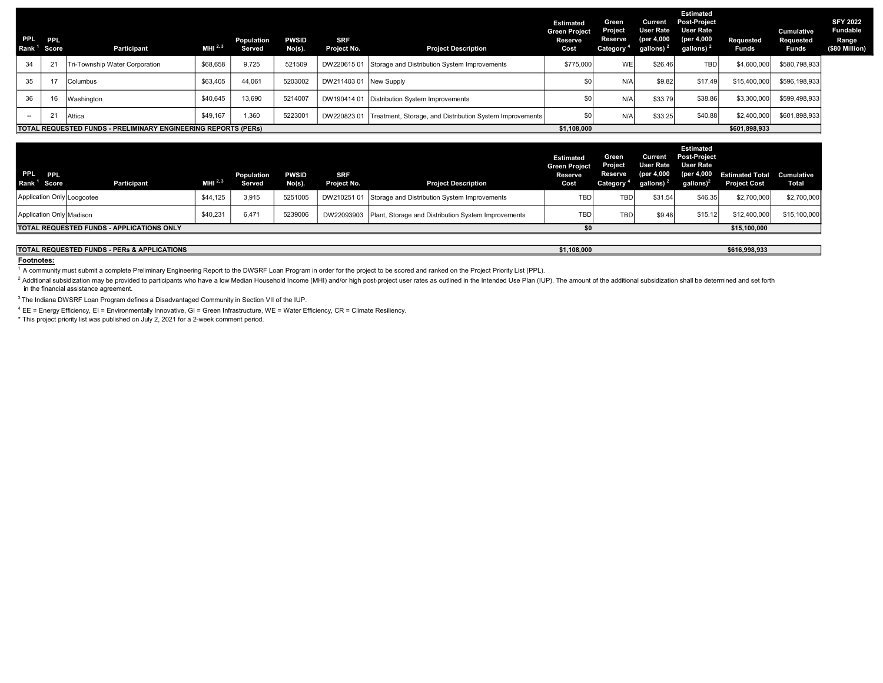| PPL Rank [1] | PPL Score | Participant | MHI [2, 3] | Population Served | PWSID No(s). | SRF Project No. | Project Description | Estimated Green Project Reserve Cost | Green Project Reserve Category [4] | Current User Rate (per 4,000 gallons) [2] | Estimated Post-Project User Rate (per 4,000 gallons) [2] | Requested Funds | Cumulative Requested Funds | SFY 2022 Fundable Range ($80 Million) |
|---|---|---|---|---|---|---|---|---|---|---|---|---|---|---|
| 34 | 21 | Tri-Township Water Corporation | $68,658 | 9,725 | 521509 | DW220615 01 | Storage and Distribution System Improvements | $775,000 | WE | $26.46 | TBD | $4,600,000 | $580,798,933 | |
| 35 | 17 | Columbus | $63,405 | 44,061 | 5203002 | DW211403 01 | New Supply | $0 | N/A | $9.82 | $17.49 | $15,400,000 | $596,198,933 | |
| 36 | 16 | Washington | $40,645 | 13,690 | 5214007 | DW190414 01 | Distribution System Improvements | $0 | N/A | $33.79 | $38.86 | $3,300,000 | $599,498,933 | |
| -- | 21 | Attica | $49,167 | 1,360 | 5223001 | DW220823 01 | Treatment, Storage, and Distribution System Improvements | $0 | N/A | $33.25 | $40.88 | $2,400,000 | $601,898,933 | |
| **TOTAL REQUESTED FUNDS - PRELIMINARY ENGINEERING REPORTS (PERs)** | | | | | | | | **$1,108,000** | | | | **$601,898,933** | | |

| PPL Rank [1] | PPL Score | Participant | MHI [2, 3] | Population Served | PWSID No(s). | SRF Project No. | Project Description | Estimated Green Project Reserve Cost | Green Project Reserve Category [4] | Current User Rate (per 4,000 gallons) [2] | Estimated Post-Project User Rate (per 4,000 gallons) [2] | Estimated Total Project Cost | Cumulative Total |
|---|---|---|---|---|---|---|---|---|---|---|---|---|---|
| Application Only | | Loogootee | $44,125 | 3,915 | 5251005 | DW210251 01 | Storage and Distribution System Improvements | TBD | TBD | $31.54 | $46.35 | $2,700,000 | $2,700,000 |
| Application Only | | Madison | $40,231 | 6,471 | 5239006 | DW22093903 | Plant, Storage and Distribution System Improvements | TBD | TBD | $9.48 | $15.12 | $12,400,000 | $15,100,000 |
| **TOTAL REQUESTED FUNDS - APPLICATIONS ONLY** | | | | | | | | **$0** | | | | **$15,100,000** | |

| | | | |
|---|---|---|---|
| **TOTAL REQUESTED FUNDS - PERs & APPLICATIONS** | **$1,108,000** | | **$616,998,933** |

**Footnotes:**

[1] A community must submit a complete Preliminary Engineering Report to the DWSRF Loan Program in order for the project to be scored and ranked on the Project Priority List (PPL).

[2] Additional subsidization may be provided to participants who have a low Median Household Income (MHI) and/or high post-project user rates as outlined in the Intended Use Plan (IUP). The amount of the additional subsidization shall be determined and set forth in the financial assistance agreement.

[3] The Indiana DWSRF Loan Program defines a Disadvantaged Community in Section VII of the IUP.

[4] EE = Energy Efficiency, EI = Environmentally Innovative, GI = Green Infrastructure, WE = Water Efficiency, CR = Climate Resiliency.

* This project priority list was published on July 2, 2021 for a 2-week comment period.